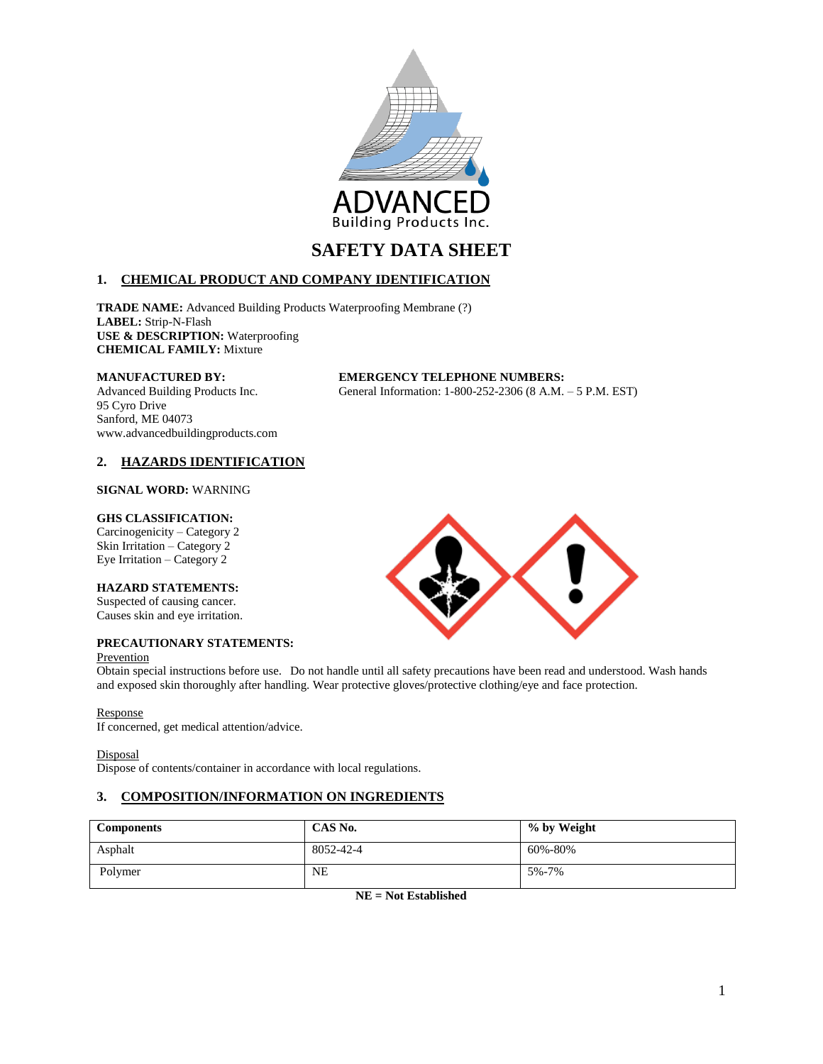ADVANCED
Building Products Inc.

# SAFETY DATA SHEET

## 1. CHEMICAL PRODUCT AND COMPANY IDENTIFICATION

**TRADE NAME:** Advanced Building Products Waterproofing Membrane (?)
**LABEL:** Strip-N-Flash
**USE & DESCRIPTION:** Waterproofing
**CHEMICAL FAMILY:** Mixture

**MANUFACTURED BY:**
Advanced Building Products Inc.
95 Cyro Drive
Sanford, ME 04073
www.advancedbuildingproducts.com

**EMERGENCY TELEPHONE NUMBERS:**
General Information: 1-800-252-2306 (8 A.M. – 5 P.M. EST)

## 2. HAZARDS IDENTIFICATION

**SIGNAL WORD:** WARNING

**GHS CLASSIFICATION:**
Carcinogenicity – Category 2
Skin Irritation – Category 2
Eye Irritation – Category 2

**HAZARD STATEMENTS:**
Suspected of causing cancer.
Causes skin and eye irritation.

**PRECAUTIONARY STATEMENTS:**

Prevention
Obtain special instructions before use. Do not handle until all safety precautions have been read and understood. Wash hands and exposed skin thoroughly after handling. Wear protective gloves/protective clothing/eye and face protection.

Response
If concerned, get medical attention/advice.

Disposal
Dispose of contents/container in accordance with local regulations.

## 3. COMPOSITION/INFORMATION ON INGREDIENTS

| Components | CAS No. | % by Weight |
|---|---|---|
| Asphalt | 8052-42-4 | 60%-80% |
| Polymer | NE | 5%-7% |

**NE = Not Established**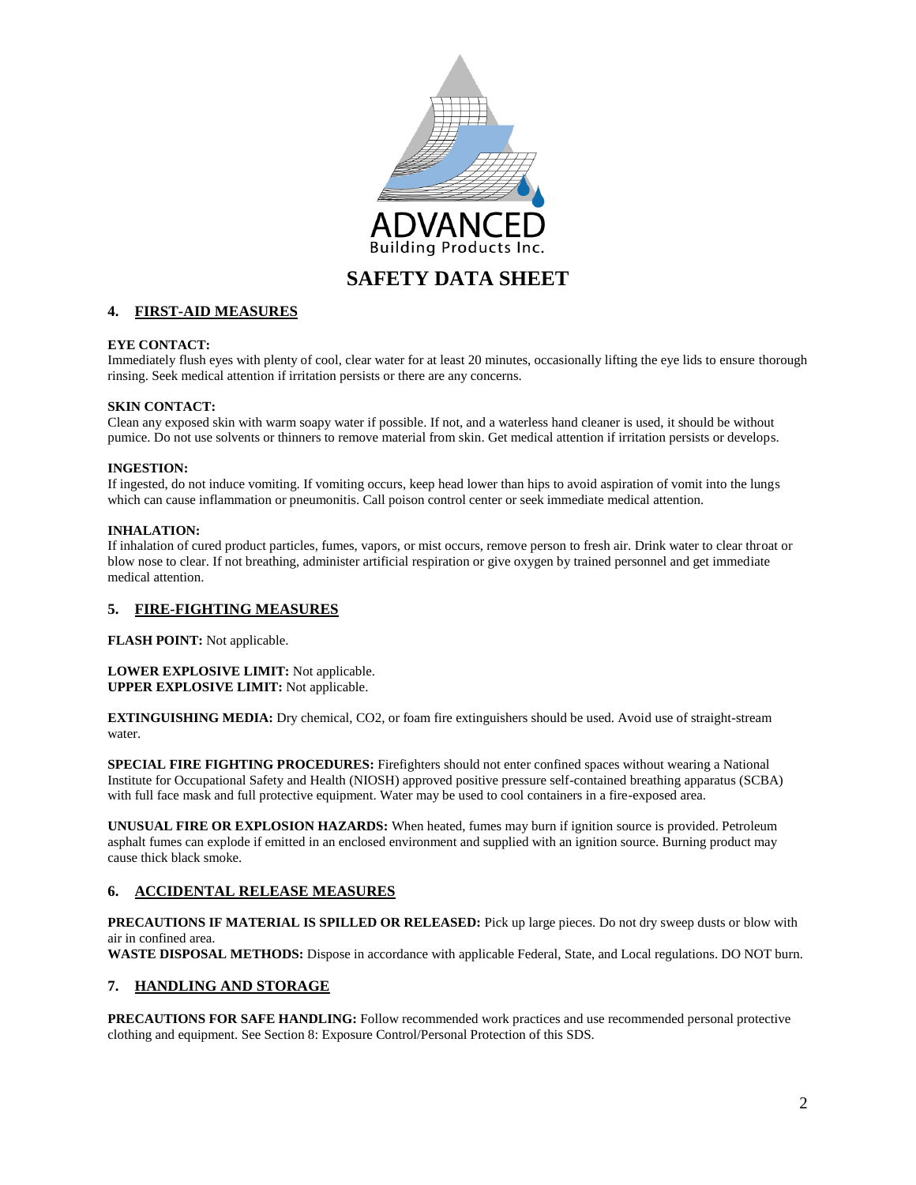ADVANCED Building Products Inc.

# SAFETY DATA SHEET

## 4. FIRST-AID MEASURES

**EYE CONTACT:**
Immediately flush eyes with plenty of cool, clear water for at least 20 minutes, occasionally lifting the eye lids to ensure thorough rinsing. Seek medical attention if irritation persists or there are any concerns.

**SKIN CONTACT:**
Clean any exposed skin with warm soapy water if possible. If not, and a waterless hand cleaner is used, it should be without pumice. Do not use solvents or thinners to remove material from skin. Get medical attention if irritation persists or develops.

**INGESTION:**
If ingested, do not induce vomiting. If vomiting occurs, keep head lower than hips to avoid aspiration of vomit into the lungs which can cause inflammation or pneumonitis. Call poison control center or seek immediate medical attention.

**INHALATION:**
If inhalation of cured product particles, fumes, vapors, or mist occurs, remove person to fresh air. Drink water to clear throat or blow nose to clear. If not breathing, administer artificial respiration or give oxygen by trained personnel and get immediate medical attention.

## 5. FIRE-FIGHTING MEASURES

**FLASH POINT:** Not applicable.

**LOWER EXPLOSIVE LIMIT:** Not applicable.
**UPPER EXPLOSIVE LIMIT:** Not applicable.

**EXTINGUISHING MEDIA:** Dry chemical, CO2, or foam fire extinguishers should be used. Avoid use of straight-stream water.

**SPECIAL FIRE FIGHTING PROCEDURES:** Firefighters should not enter confined spaces without wearing a National Institute for Occupational Safety and Health (NIOSH) approved positive pressure self-contained breathing apparatus (SCBA) with full face mask and full protective equipment. Water may be used to cool containers in a fire-exposed area.

**UNUSUAL FIRE OR EXPLOSION HAZARDS:** When heated, fumes may burn if ignition source is provided. Petroleum asphalt fumes can explode if emitted in an enclosed environment and supplied with an ignition source. Burning product may cause thick black smoke.

## 6. ACCIDENTAL RELEASE MEASURES

**PRECAUTIONS IF MATERIAL IS SPILLED OR RELEASED:** Pick up large pieces. Do not dry sweep dusts or blow with air in confined area.
**WASTE DISPOSAL METHODS:** Dispose in accordance with applicable Federal, State, and Local regulations. DO NOT burn.

## 7. HANDLING AND STORAGE

**PRECAUTIONS FOR SAFE HANDLING:** Follow recommended work practices and use recommended personal protective clothing and equipment. See Section 8: Exposure Control/Personal Protection of this SDS.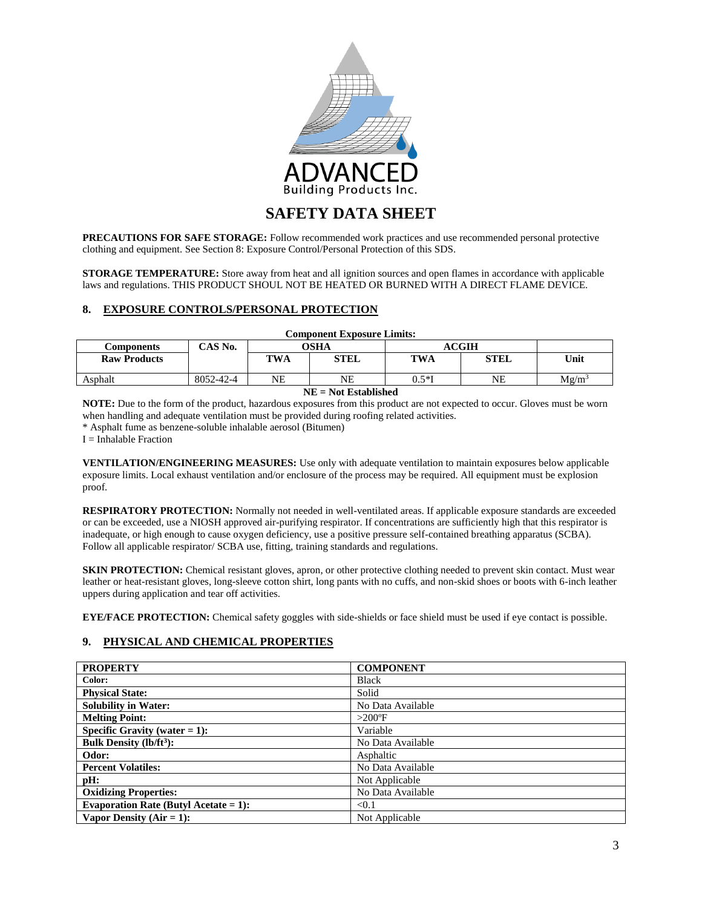# SAFETY DATA SHEET

**PRECAUTIONS FOR SAFE STORAGE:** Follow recommended work practices and use recommended personal protective clothing and equipment. See Section 8: Exposure Control/Personal Protection of this SDS.

**STORAGE TEMPERATURE:** Store away from heat and all ignition sources and open flames in accordance with applicable laws and regulations. THIS PRODUCT SHOUL NOT BE HEATED OR BURNED WITH A DIRECT FLAME DEVICE.

## 8. EXPOSURE CONTROLS/PERSONAL PROTECTION

**Component Exposure Limits:**

| Components | CAS No. | OSHA | | ACGIH | | |
|---|---|---|---|---|---|---|
| **Raw Products** | | **TWA** | **STEL** | **TWA** | **STEL** | **Unit** |
| Asphalt | 8052-42-4 | NE | NE | 0.5*I | NE | $Mg/m^3$ |

**NE = Not Established**

**NOTE:** Due to the form of the product, hazardous exposures from this product are not expected to occur. Gloves must be worn when handling and adequate ventilation must be provided during roofing related activities.

* Asphalt fume as benzene-soluble inhalable aerosol (Bitumen)

I = Inhalable Fraction

**VENTILATION/ENGINEERING MEASURES:** Use only with adequate ventilation to maintain exposures below applicable exposure limits. Local exhaust ventilation and/or enclosure of the process may be required. All equipment must be explosion proof.

**RESPIRATORY PROTECTION:** Normally not needed in well-ventilated areas. If applicable exposure standards are exceeded or can be exceeded, use a NIOSH approved air-purifying respirator. If concentrations are sufficiently high that this respirator is inadequate, or high enough to cause oxygen deficiency, use a positive pressure self-contained breathing apparatus (SCBA). Follow all applicable respirator/ SCBA use, fitting, training standards and regulations.

**SKIN PROTECTION:** Chemical resistant gloves, apron, or other protective clothing needed to prevent skin contact. Must wear leather or heat-resistant gloves, long-sleeve cotton shirt, long pants with no cuffs, and non-skid shoes or boots with 6-inch leather uppers during application and tear off activities.

**EYE/FACE PROTECTION:** Chemical safety goggles with side-shields or face shield must be used if eye contact is possible.

## 9. PHYSICAL AND CHEMICAL PROPERTIES

| PROPERTY | COMPONENT |
|---|---|
| **Color:** | Black |
| **Physical State:** | Solid |
| **Solubility in Water:** | No Data Available |
| **Melting Point:** | >200ºF |
| **Specific Gravity (water = 1):** | Variable |
| **Bulk Density (lb/ft³):** | No Data Available |
| **Odor:** | Asphaltic |
| **Percent Volatiles:** | No Data Available |
| **pH:** | Not Applicable |
| **Oxidizing Properties:** | No Data Available |
| **Evaporation Rate (Butyl Acetate = 1):** | <0.1 |
| **Vapor Density (Air = 1):** | Not Applicable |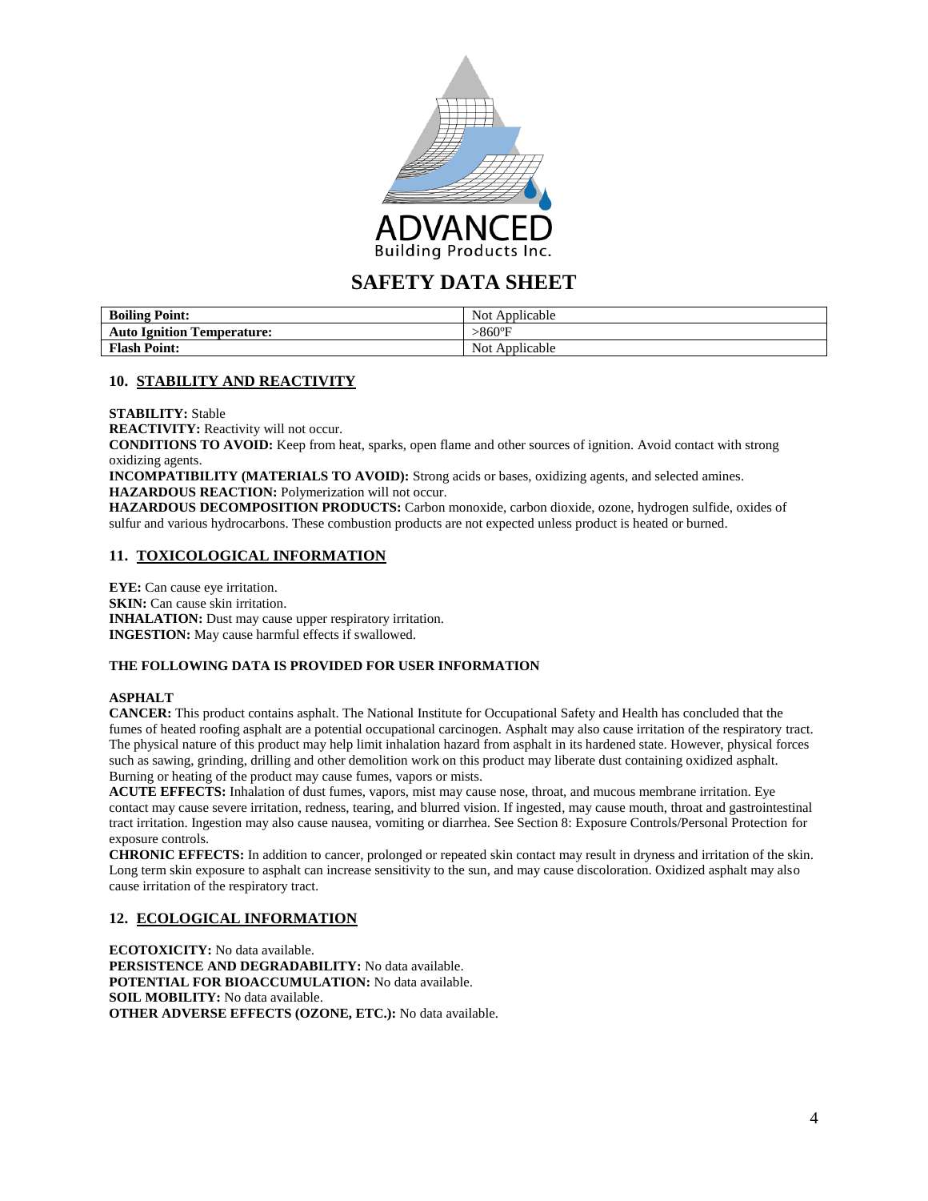# SAFETY DATA SHEET

| Boiling Point: | Not Applicable |
|---|---|
| Auto Ignition Temperature: | >860ºF |
| Flash Point: | Not Applicable |

## 10. STABILITY AND REACTIVITY

**STABILITY:** Stable
**REACTIVITY:** Reactivity will not occur.
**CONDITIONS TO AVOID:** Keep from heat, sparks, open flame and other sources of ignition. Avoid contact with strong oxidizing agents.
**INCOMPATIBILITY (MATERIALS TO AVOID):** Strong acids or bases, oxidizing agents, and selected amines.
**HAZARDOUS REACTION:** Polymerization will not occur.
**HAZARDOUS DECOMPOSITION PRODUCTS:** Carbon monoxide, carbon dioxide, ozone, hydrogen sulfide, oxides of sulfur and various hydrocarbons. These combustion products are not expected unless product is heated or burned.

## 11. TOXICOLOGICAL INFORMATION

**EYE:** Can cause eye irritation.
**SKIN:** Can cause skin irritation.
**INHALATION:** Dust may cause upper respiratory irritation.
**INGESTION:** May cause harmful effects if swallowed.

**THE FOLLOWING DATA IS PROVIDED FOR USER INFORMATION**

**ASPHALT**
**CANCER:** This product contains asphalt. The National Institute for Occupational Safety and Health has concluded that the fumes of heated roofing asphalt are a potential occupational carcinogen. Asphalt may also cause irritation of the respiratory tract. The physical nature of this product may help limit inhalation hazard from asphalt in its hardened state. However, physical forces such as sawing, grinding, drilling and other demolition work on this product may liberate dust containing oxidized asphalt. Burning or heating of the product may cause fumes, vapors or mists.
**ACUTE EFFECTS:** Inhalation of dust fumes, vapors, mist may cause nose, throat, and mucous membrane irritation. Eye contact may cause severe irritation, redness, tearing, and blurred vision. If ingested, may cause mouth, throat and gastrointestinal tract irritation. Ingestion may also cause nausea, vomiting or diarrhea. See Section 8: Exposure Controls/Personal Protection for exposure controls.
**CHRONIC EFFECTS:** In addition to cancer, prolonged or repeated skin contact may result in dryness and irritation of the skin. Long term skin exposure to asphalt can increase sensitivity to the sun, and may cause discoloration. Oxidized asphalt may also cause irritation of the respiratory tract.

## 12. ECOLOGICAL INFORMATION

**ECOTOXICITY:** No data available.
**PERSISTENCE AND DEGRADABILITY:** No data available.
**POTENTIAL FOR BIOACCUMULATION:** No data available.
**SOIL MOBILITY:** No data available.
**OTHER ADVERSE EFFECTS (OZONE, ETC.):** No data available.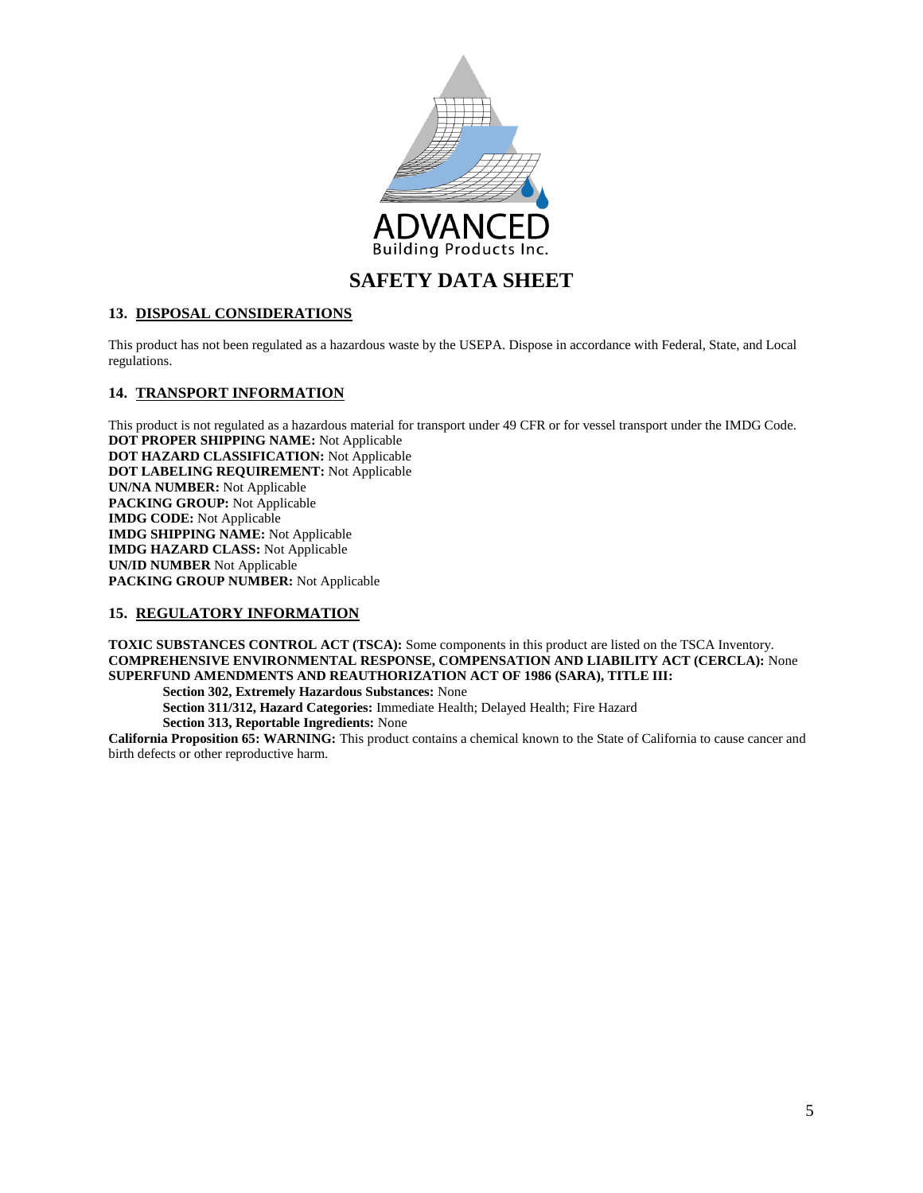# SAFETY DATA SHEET

## 13. DISPOSAL CONSIDERATIONS

This product has not been regulated as a hazardous waste by the USEPA. Dispose in accordance with Federal, State, and Local regulations.

## 14. TRANSPORT INFORMATION

This product is not regulated as a hazardous material for transport under 49 CFR or for vessel transport under the IMDG Code.
**DOT PROPER SHIPPING NAME:** Not Applicable
**DOT HAZARD CLASSIFICATION:** Not Applicable
**DOT LABELING REQUIREMENT:** Not Applicable
**UN/NA NUMBER:** Not Applicable
**PACKING GROUP:** Not Applicable
**IMDG CODE:** Not Applicable
**IMDG SHIPPING NAME:** Not Applicable
**IMDG HAZARD CLASS:** Not Applicable
**UN/ID NUMBER** Not Applicable
**PACKING GROUP NUMBER:** Not Applicable

## 15. REGULATORY INFORMATION

**TOXIC SUBSTANCES CONTROL ACT (TSCA):** Some components in this product are listed on the TSCA Inventory.
**COMPREHENSIVE ENVIRONMENTAL RESPONSE, COMPENSATION AND LIABILITY ACT (CERCLA):** None
**SUPERFUND AMENDMENTS AND REAUTHORIZATION ACT OF 1986 (SARA), TITLE III:**

- **Section 302, Extremely Hazardous Substances:** None
- **Section 311/312, Hazard Categories:** Immediate Health; Delayed Health; Fire Hazard
- **Section 313, Reportable Ingredients:** None

**California Proposition 65: WARNING:** This product contains a chemical known to the State of California to cause cancer and birth defects or other reproductive harm.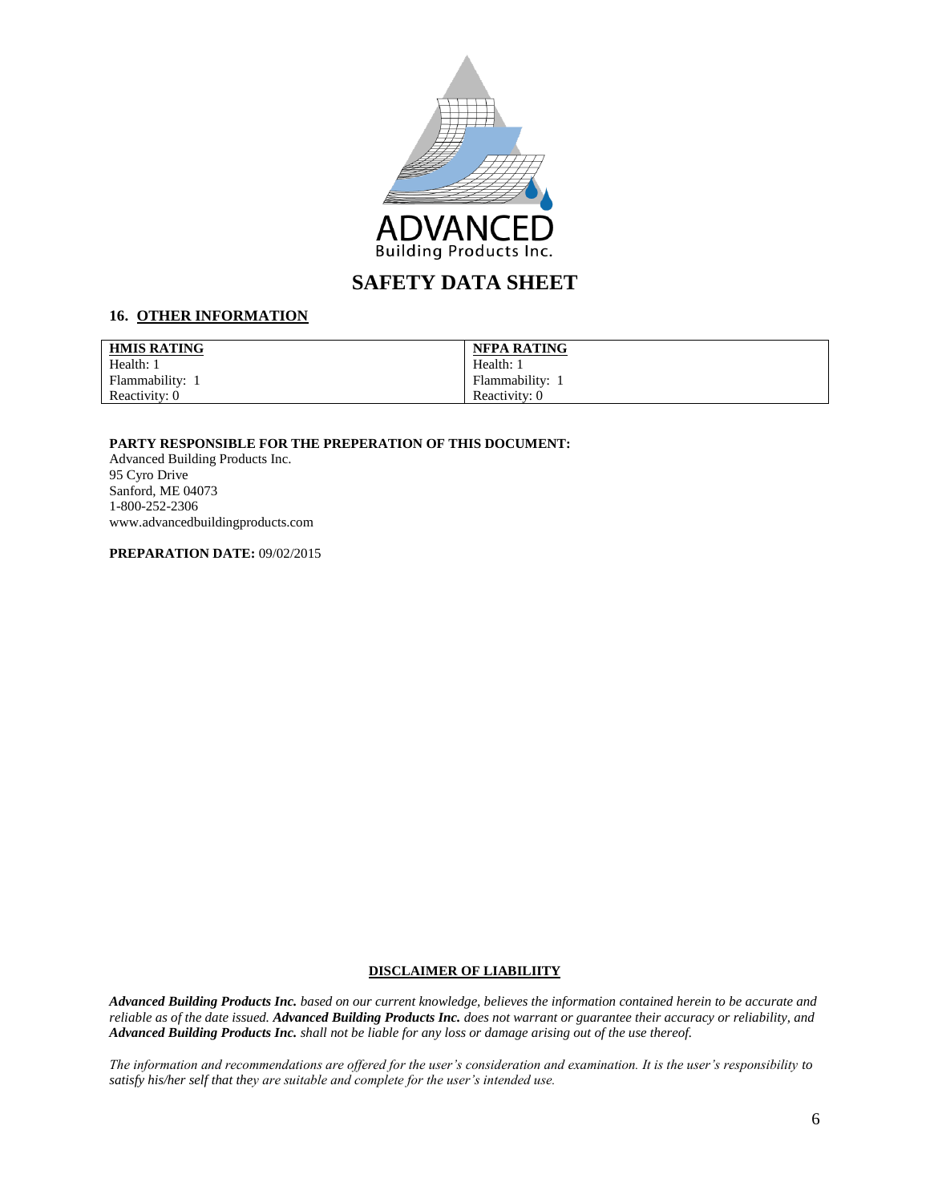ADVANCED

Building Products Inc.

# SAFETY DATA SHEET

## 16. OTHER INFORMATION

| HMIS RATING | NFPA RATING |
| --- | --- |
| Health: 1 | Health: 1 |
| Flammability: 1 | Flammability: 1 |
| Reactivity: 0 | Reactivity: 0 |

**PARTY RESPONSIBLE FOR THE PREPERATION OF THIS DOCUMENT:**

Advanced Building Products Inc.
95 Cyro Drive
Sanford, ME 04073
1-800-252-2306
www.advancedbuildingproducts.com

**PREPARATION DATE:** 09/02/2015

**DISCLAIMER OF LIABILIITY**

***Advanced Building Products Inc.*** *based on our current knowledge, believes the information contained herein to be accurate and reliable as of the date issued.* ***Advanced Building Products Inc.*** *does not warrant or guarantee their accuracy or reliability, and* ***Advanced Building Products Inc.*** *shall not be liable for any loss or damage arising out of the use thereof.*

*The information and recommendations are offered for the user's consideration and examination. It is the user's responsibility to satisfy his/her self that they are suitable and complete for the user's intended use.*